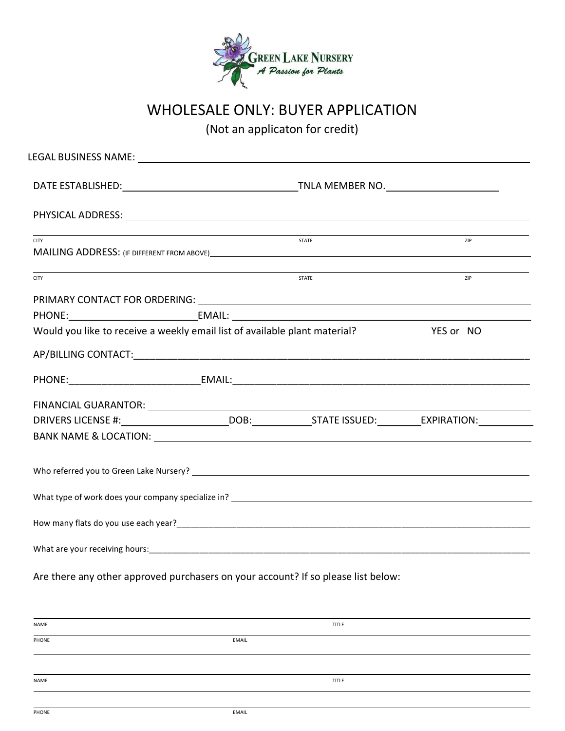GREEN LAKE NURSERY

*A Passion for Plants*

# WHOLESALE ONLY: BUYER APPLICATION

(Not an applicaton for credit)

LEGAL BUSINESS NAME: ____________________________________________

DATE ESTABLISHED: ____________________ TNLA MEMBER NO. ____________________

PHYSICAL ADDRESS: ____________________________________________

CITY ____________________ STATE ____________________ ZIP ____________________

MAILING ADDRESS: (IF DIFFERENT FROM ABOVE) ____________________________________________

CITY ____________________ STATE ____________________ ZIP ____________________

PRIMARY CONTACT FOR ORDERING: ____________________________________________

PHONE: ____________________ EMAIL: ____________________________________________

Would you like to receive a weekly email list of available plant material? YES or NO

AP/BILLING CONTACT: ____________________________________________

PHONE: ____________________ EMAIL: ____________________________________________

FINANCIAL GUARANTOR: ____________________________________________

DRIVERS LICENSE #: ____________________ DOB: __________ STATE ISSUED: __________ EXPIRATION: __________

BANK NAME & LOCATION: ____________________________________________

Who referred you to Green Lake Nursery? ____________________________________________

What type of work does your company specialize in? ____________________________________________

How many flats do you use each year? ____________________________________________

What are your receiving hours: ____________________________________________

Are there any other approved purchasers on your account? If so please list below:

NAME ____________________ TITLE ____________________

PHONE ____________________ EMAIL ____________________

NAME ____________________ TITLE ____________________

PHONE ____________________ EMAIL ____________________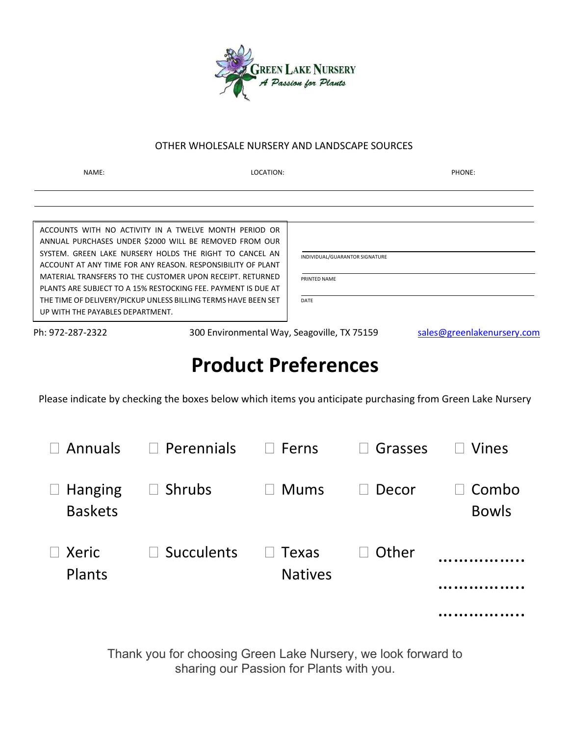GREEN LAKE NURSERY
*A Passion for Plants*

OTHER WHOLESALE NURSERY AND LANDSCAPE SOURCES

| NAME: | LOCATION: | PHONE: |
|---|---|---|
| | | |
| | | |

ACCOUNTS WITH NO ACTIVITY IN A TWELVE MONTH PERIOD OR ANNUAL PURCHASES UNDER $2000 WILL BE REMOVED FROM OUR SYSTEM. GREEN LAKE NURSERY HOLDS THE RIGHT TO CANCEL AN ACCOUNT AT ANY TIME FOR ANY REASON. RESPONSIBILITY OF PLANT MATERIAL TRANSFERS TO THE CUSTOMER UPON RECEIPT. RETURNED PLANTS ARE SUBJECT TO A 15% RESTOCKING FEE. PAYMENT IS DUE AT THE TIME OF DELIVERY/PICKUP UNLESS BILLING TERMS HAVE BEEN SET UP WITH THE PAYABLES DEPARTMENT.

INDIVIDUAL/GUARANTOR SIGNATURE

PRINTED NAME

DATE

Ph: 972-287-2322 300 Environmental Way, Seagoville, TX 75159 sales@greenlakenursery.com

# Product Preferences

Please indicate by checking the boxes below which items you anticipate purchasing from Green Lake Nursery

- ☐ Annuals
- ☐ Perennials
- ☐ Ferns
- ☐ Grasses
- ☐ Vines
- ☐ Hanging Baskets
- ☐ Shrubs
- ☐ Mums
- ☐ Decor
- ☐ Combo Bowls
- ☐ Xeric Plants
- ☐ Succulents
- ☐ Texas Natives
- ☐ Other ................
  ................
  ................

Thank you for choosing Green Lake Nursery, we look forward to sharing our Passion for Plants with you.